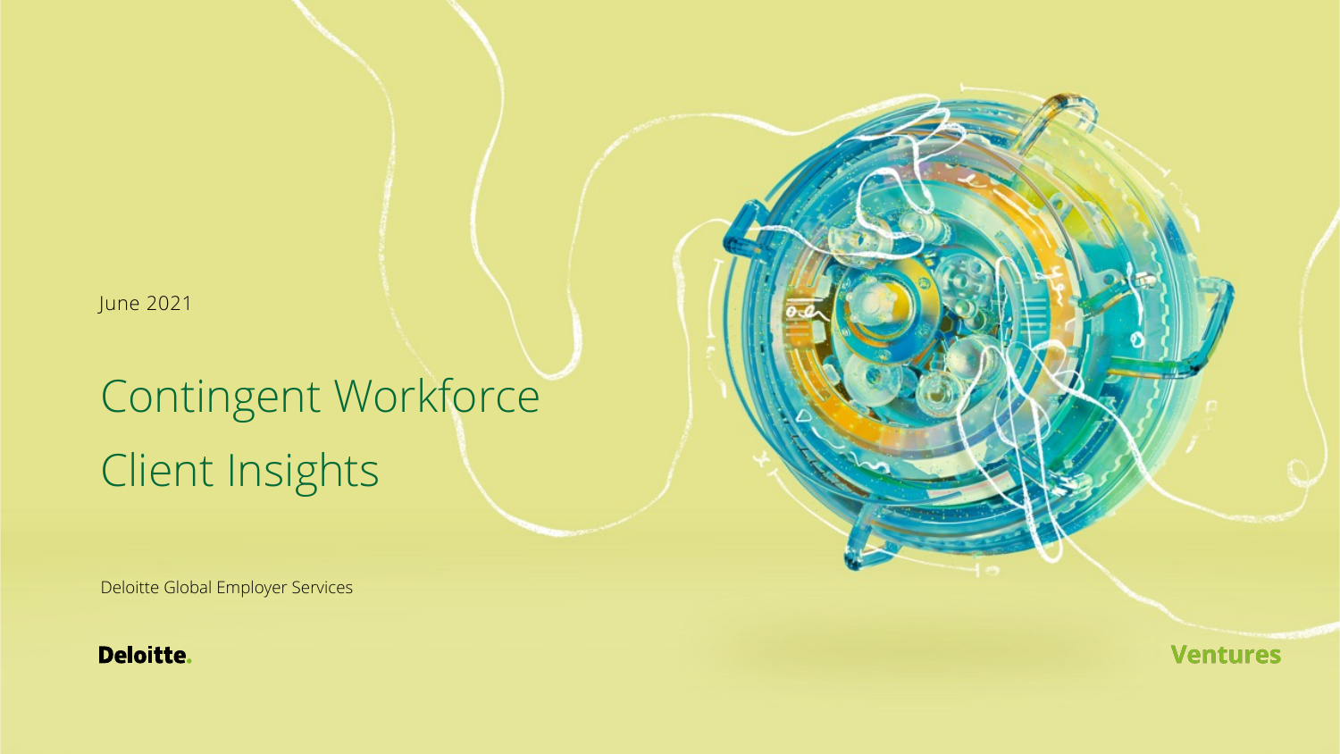June 2021

# Contingent Workforce Client Insights

Deloitte Global Employer Services

Deloitte.

Ventures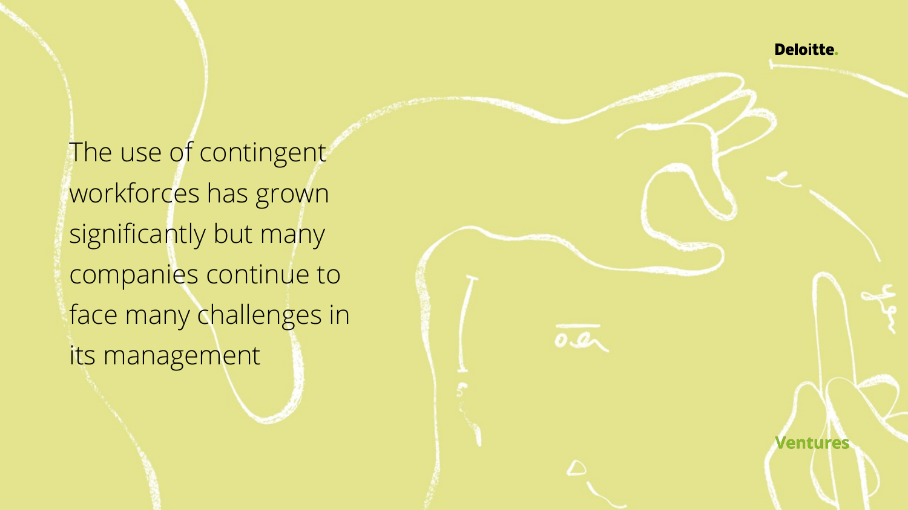The use of contingent workforces has grown significantly but many companies continue to face many challenges in its management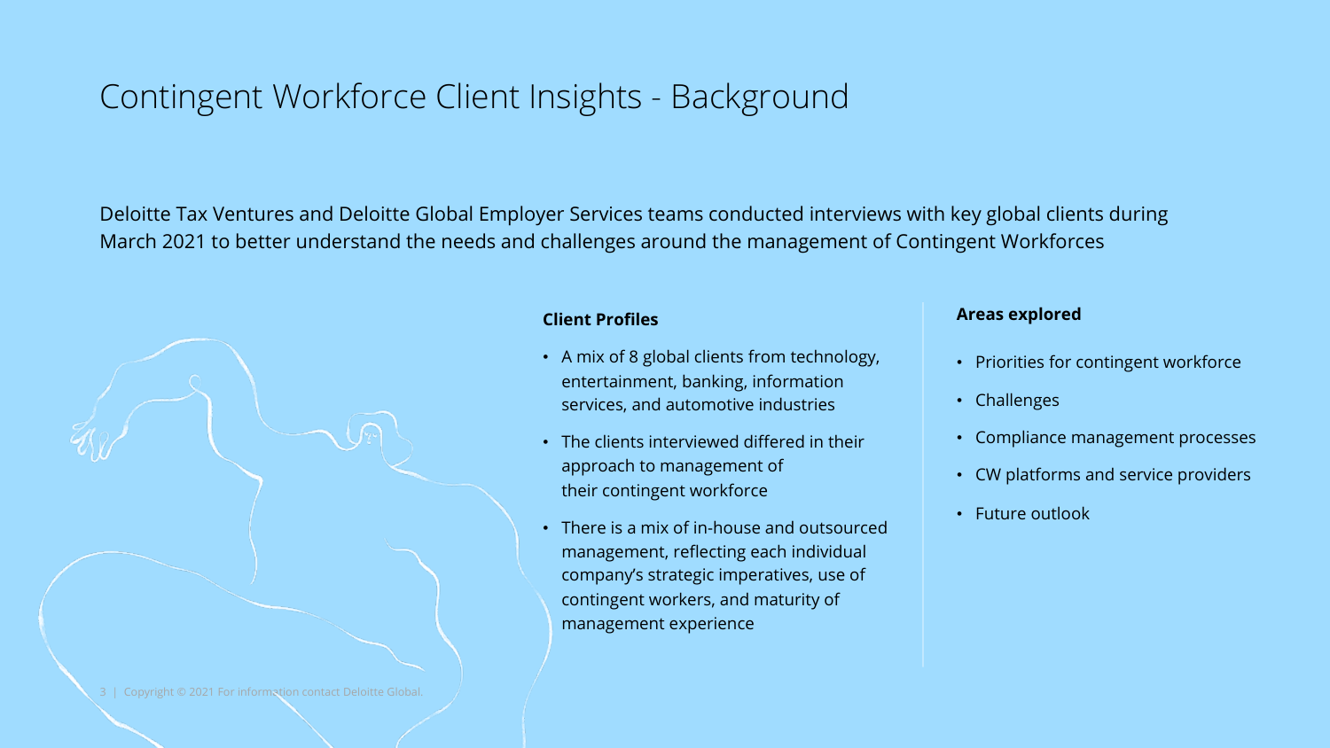# Contingent Workforce Client Insights - Background

Deloitte Tax Ventures and Deloitte Global Employer Services teams conducted interviews with key global clients during March 2021 to better understand the needs and challenges around the management of Contingent Workforces

**Client Profiles**

- A mix of 8 global clients from technology, entertainment, banking, information services, and automotive industries
- The clients interviewed differed in their approach to management of their contingent workforce
- There is a mix of in-house and outsourced management, reflecting each individual company's strategic imperatives, use of contingent workers, and maturity of management experience

**Areas explored**

- Priorities for contingent workforce
- Challenges
- Compliance management processes
- CW platforms and service providers
- Future outlook

Copyright © 2021 For information contact Deloitte Global.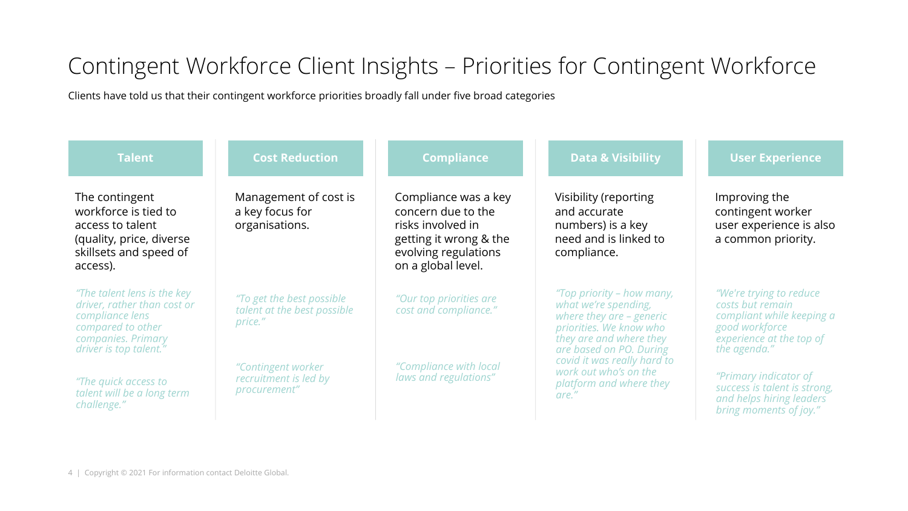# Contingent Workforce Client Insights – Priorities for Contingent Workforce

Clients have told us that their contingent workforce priorities broadly fall under five broad categories

## Talent

The contingent workforce is tied to access to talent (quality, price, diverse skillsets and speed of access).

*"The talent lens is the key driver, rather than cost or compliance lens compared to other companies. Primary driver is top talent."*

*"The quick access to talent will be a long term challenge."*

## Cost Reduction

Management of cost is a key focus for organisations.

*"To get the best possible talent at the best possible price."*

*"Contingent worker recruitment is led by procurement"*

## Compliance

Compliance was a key concern due to the risks involved in getting it wrong & the evolving regulations on a global level.

*"Our top priorities are cost and compliance."*

*"Compliance with local laws and regulations"*

## Data & Visibility

Visibility (reporting and accurate numbers) is a key need and is linked to compliance.

*"Top priority – how many, what we're spending, where they are – generic priorities. We know who they are and where they are based on PO. During covid it was really hard to work out who's on the platform and where they are."*

## User Experience

Improving the contingent worker user experience is also a common priority.

*"We're trying to reduce costs but remain compliant while keeping a good workforce experience at the top of the agenda."*

*"Primary indicator of success is talent is strong, and helps hiring leaders bring moments of joy."*

Copyright © 2021 For information contact Deloitte Global.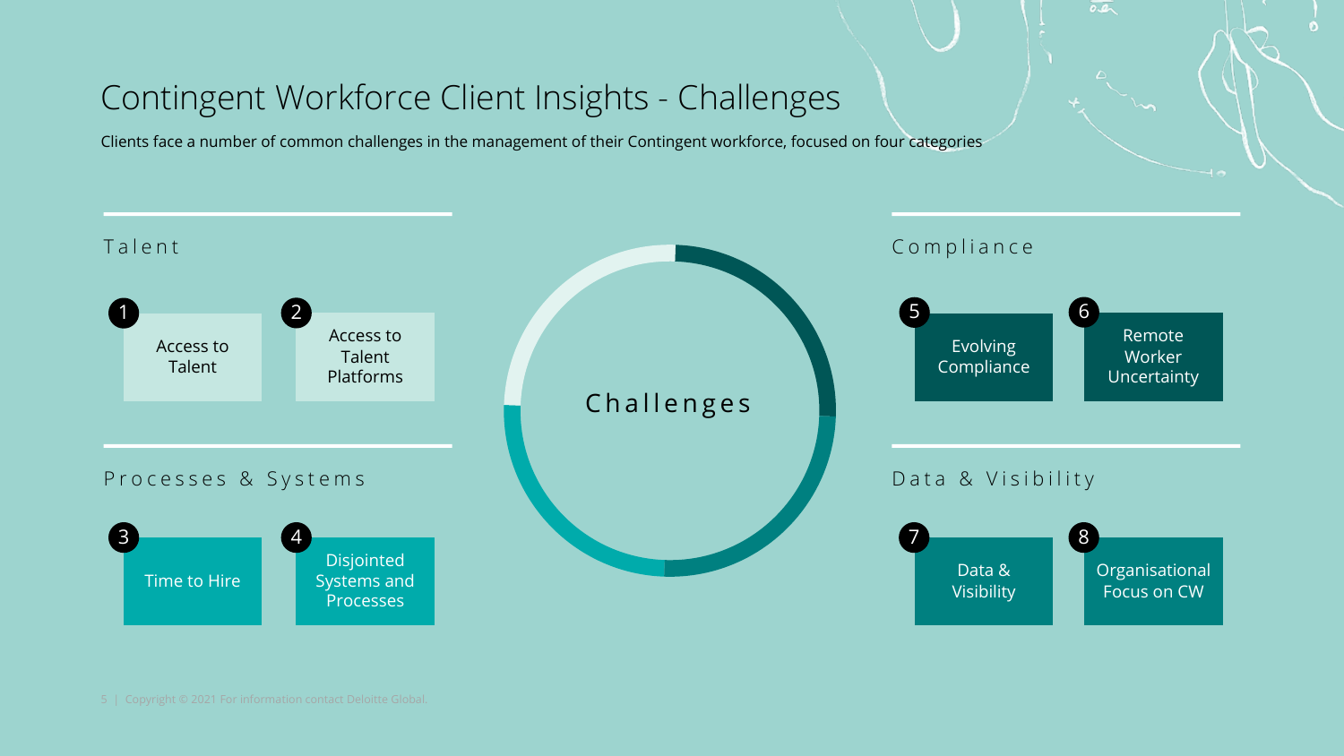# Contingent Workforce Client Insights - Challenges

Clients face a number of common challenges in the management of their Contingent workforce, focused on four categories

## Challenges

### Talent

1. Access to Talent
2. Access to Talent Platforms

### Processes & Systems

3. Time to Hire
4. Disjointed Systems and Processes

### Compliance

5. Evolving Compliance
6. Remote Worker Uncertainty

### Data & Visibility

7. Data & Visibility
8. Organisational Focus on CW

Copyright © 2021 For information contact Deloitte Global.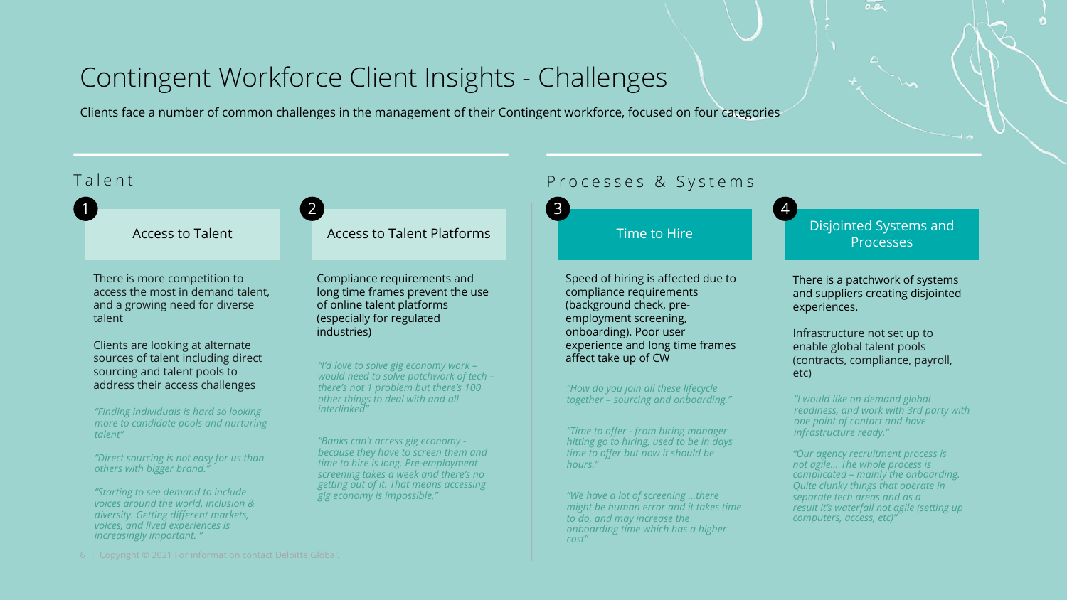# Contingent Workforce Client Insights - Challenges

Clients face a number of common challenges in the management of their Contingent workforce, focused on four categories

## Talent

### 1 Access to Talent

There is more competition to access the most in demand talent, and a growing need for diverse talent

Clients are looking at alternate sources of talent including direct sourcing and talent pools to address their access challenges

*"Finding individuals is hard so looking more to candidate pools and nurturing talent"*

*"Direct sourcing is not easy for us than others with bigger brand."*

*"Starting to see demand to include voices around the world, inclusion & diversity. Getting different markets, voices, and lived experiences is increasingly important. "*

### 2 Access to Talent Platforms

Compliance requirements and long time frames prevent the use of online talent platforms (especially for regulated industries)

*"I'd love to solve gig economy work – would need to solve patchwork of tech – there's not 1 problem but there's 100 other things to deal with and all interlinked"*

*"Banks can't access gig economy - because they have to screen them and time to hire is long. Pre-employment screening takes a week and there's no getting out of it. That means accessing gig economy is impossible,"*

## Processes & Systems

### 3 Time to Hire

Speed of hiring is affected due to compliance requirements (background check, pre-employment screening, onboarding). Poor user experience and long time frames affect take up of CW

*"How do you join all these lifecycle together – sourcing and onboarding."*

*"Time to offer - from hiring manager hitting go to hiring, used to be in days time to offer but now it should be hours."*

*"We have a lot of screening …there might be human error and it takes time to do, and may increase the onboarding time which has a higher cost"*

### 4 Disjointed Systems and Processes

There is a patchwork of systems and suppliers creating disjointed experiences.

Infrastructure not set up to enable global talent pools (contracts, compliance, payroll, etc)

*"I would like on demand global readiness, and work with 3rd party with one point of contact and have infrastructure ready."*

*"Our agency recruitment process is not agile… The whole process is complicated – mainly the onboarding. Quite clunky things that operate in separate tech areas and as a result it's waterfall not agile (setting up computers, access, etc)"*

Copyright © 2021 For information contact Deloitte Global.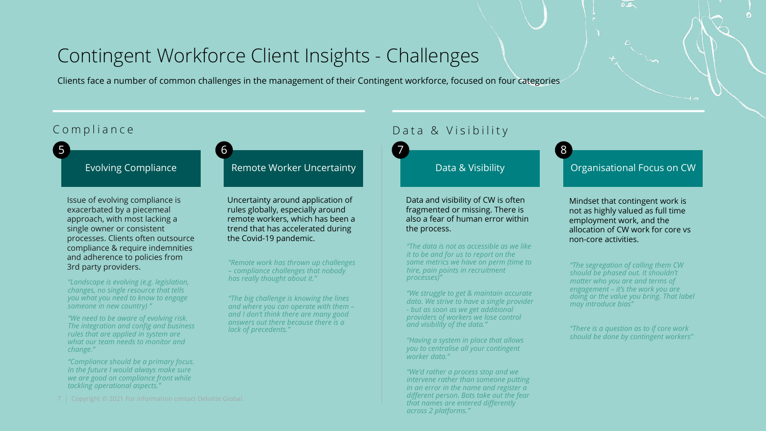# Contingent Workforce Client Insights - Challenges

Clients face a number of common challenges in the management of their Contingent workforce, focused on four categories

## Compliance

### 5 Evolving Compliance

Issue of evolving compliance is exacerbated by a piecemeal approach, with most lacking a single owner or consistent processes. Clients often outsource compliance & require indemnities and adherence to policies from 3rd party providers.

*"Landscape is evolving (e.g. legislation, changes, no single resource that tells you what you need to know to engage someone in new country) "*

*"We need to be aware of evolving risk. The integration and config and business rules that are applied in system are what our team needs to monitor and change."*

*"Compliance should be a primary focus. In the future I would always make sure we are good on compliance front while tackling operational aspects."*

### 6 Remote Worker Uncertainty

Uncertainty around application of rules globally, especially around remote workers, which has been a trend that has accelerated during the Covid-19 pandemic.

*"Remote work has thrown up challenges – compliance challenges that nobody has really thought about it."*

*"The big challenge is knowing the lines and where you can operate with them – and I don't think there are many good answers out there because there is a lack of precedents."*

## Data & Visibility

### 7 Data & Visibility

Data and visibility of CW is often fragmented or missing. There is also a fear of human error within the process.

*"The data is not as accessible as we like it to be and for us to report on the same metrics we have on perm (time to hire, pain points in recruitment processes)"*

*"We struggle to get & maintain accurate data. We strive to have a single provider - but as soon as we get additional providers of workers we lose control and visibility of the data."*

*"Having a system in place that allows you to centralise all your contingent worker data."*

*"We'd rather a process stop and we intervene rather than someone putting in an error in the name and register a different person. Bots take out the fear that names are entered differently across 2 platforms."*

### 8 Organisational Focus on CW

Mindset that contingent work is not as highly valued as full time employment work, and the allocation of CW work for core vs non-core activities.

*"The segregation of calling them CW should be phased out. It shouldn't matter who you are and terms of engagement – it's the work you are doing or the value you bring. That label may introduce bias"*

*"There is a question as to if core work should be done by contingent workers"*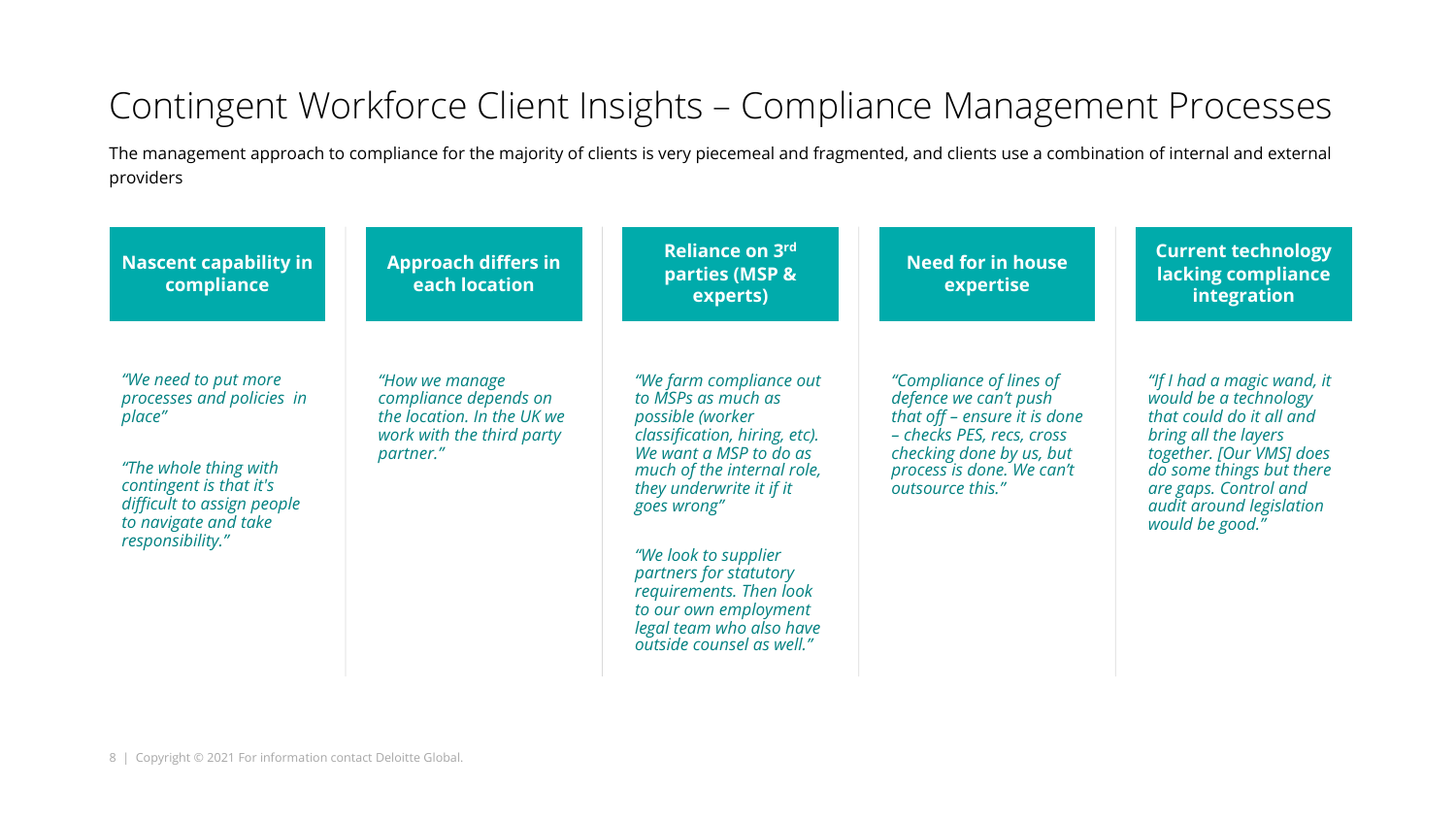# Contingent Workforce Client Insights – Compliance Management Processes

The management approach to compliance for the majority of clients is very piecemeal and fragmented, and clients use a combination of internal and external providers

### Nascent capability in compliance

*"We need to put more processes and policies in place"*

*"The whole thing with contingent is that it's difficult to assign people to navigate and take responsibility."*

### Approach differs in each location

*"How we manage compliance depends on the location. In the UK we work with the third party partner."*

### Reliance on 3rd parties (MSP & experts)

*"We farm compliance out to MSPs as much as possible (worker classification, hiring, etc). We want a MSP to do as much of the internal role, they underwrite it if it goes wrong"*

*"We look to supplier partners for statutory requirements. Then look to our own employment legal team who also have outside counsel as well."*

### Need for in house expertise

*"Compliance of lines of defence we can't push that off – ensure it is done – checks PES, recs, cross checking done by us, but process is done. We can't outsource this."*

### Current technology lacking compliance integration

*"If I had a magic wand, it would be a technology that could do it all and bring all the layers together. [Our VMS] does do some things but there are gaps. Control and audit around legislation would be good."*

Copyright © 2021 For information contact Deloitte Global.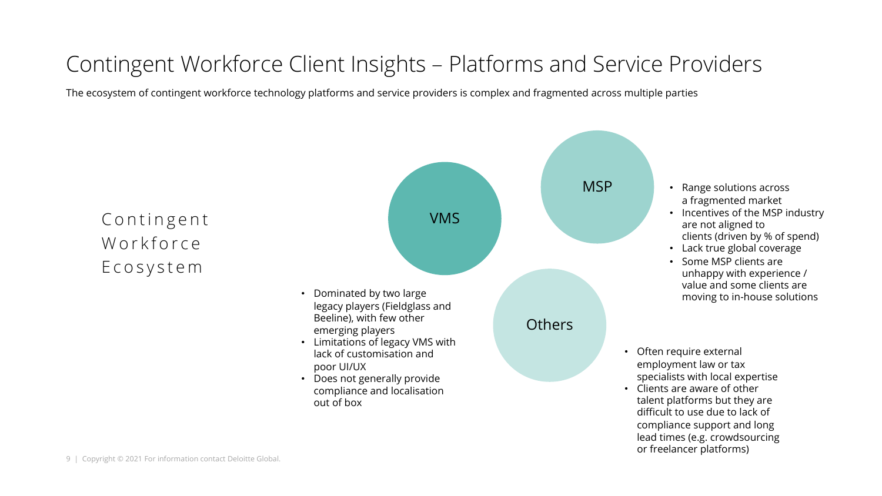# Contingent Workforce Client Insights – Platforms and Service Providers

The ecosystem of contingent workforce technology platforms and service providers is complex and fragmented across multiple parties

## Contingent Workforce Ecosystem

### VMS

- Dominated by two large legacy players (Fieldglass and Beeline), with few other emerging players
- Limitations of legacy VMS with lack of customisation and poor UI/UX
- Does not generally provide compliance and localisation out of box

### MSP

- Range solutions across a fragmented market
- Incentives of the MSP industry are not aligned to clients (driven by % of spend)
- Lack true global coverage
- Some MSP clients are unhappy with experience / value and some clients are moving to in-house solutions

### Others

- Often require external employment law or tax specialists with local expertise
- Clients are aware of other talent platforms but they are difficult to use due to lack of compliance support and long lead times (e.g. crowdsourcing or freelancer platforms)

Copyright © 2021 For information contact Deloitte Global.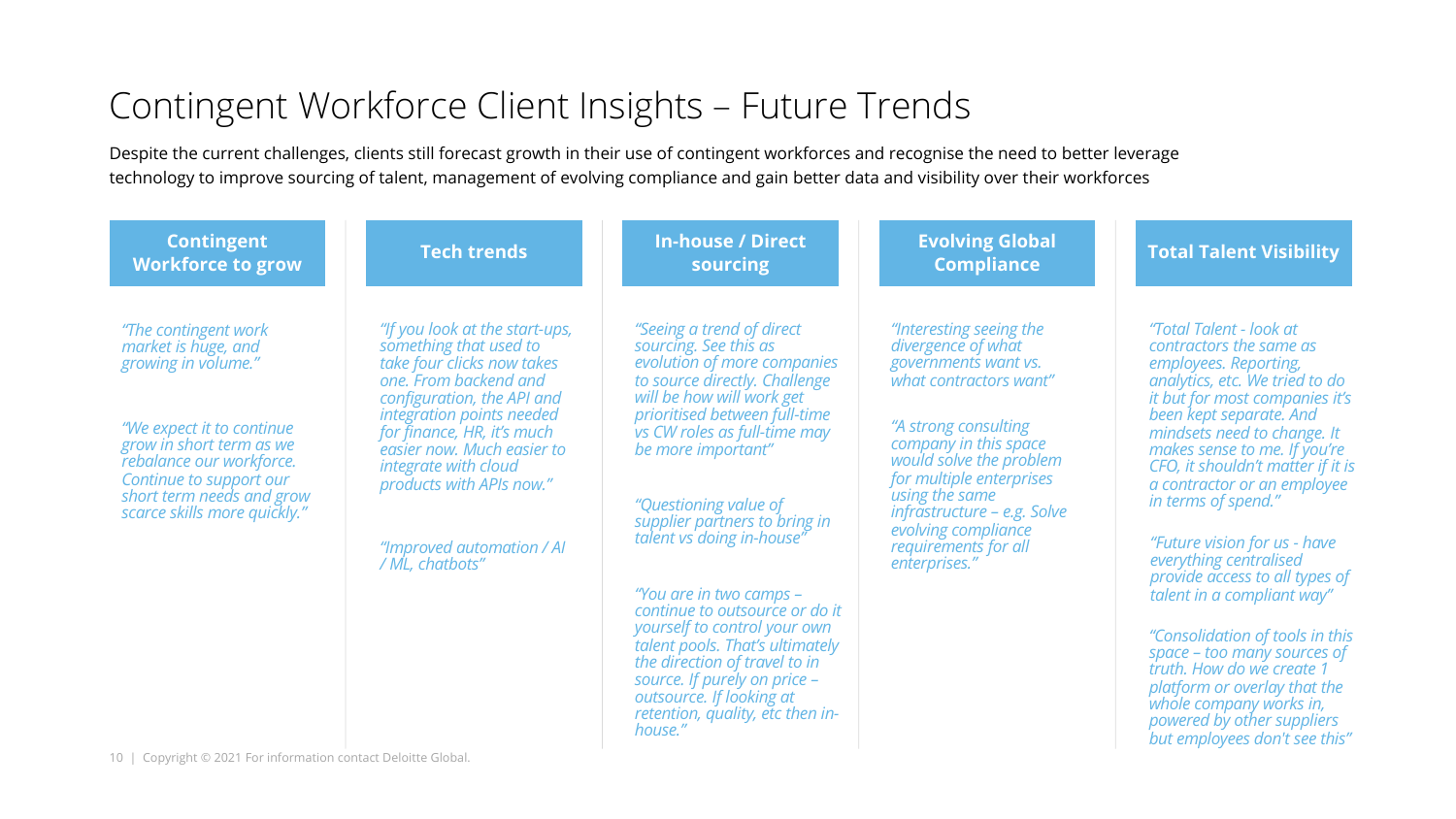# Contingent Workforce Client Insights – Future Trends

Despite the current challenges, clients still forecast growth in their use of contingent workforces and recognise the need to better leverage technology to improve sourcing of talent, management of evolving compliance and gain better data and visibility over their workforces

## Contingent Workforce to grow

*"The contingent work market is huge, and growing in volume."*

*"We expect it to continue grow in short term as we rebalance our workforce. Continue to support our short term needs and grow scarce skills more quickly."*

## Tech trends

*"If you look at the start-ups, something that used to take four clicks now takes one. From backend and configuration, the API and integration points needed for finance, HR, it's much easier now. Much easier to integrate with cloud products with APIs now."*

*"Improved automation / AI / ML, chatbots"*

## In-house / Direct sourcing

*"Seeing a trend of direct sourcing. See this as evolution of more companies to source directly. Challenge will be how will work get prioritised between full-time vs CW roles as full-time may be more important"*

*"Questioning value of supplier partners to bring in talent vs doing in-house"*

*"You are in two camps – continue to outsource or do it yourself to control your own talent pools. That's ultimately the direction of travel to in source. If purely on price – outsource. If looking at retention, quality, etc then in-house."*

## Evolving Global Compliance

*"Interesting seeing the divergence of what governments want vs. what contractors want"*

*"A strong consulting company in this space would solve the problem for multiple enterprises using the same infrastructure – e.g. Solve evolving compliance requirements for all enterprises."*

## Total Talent Visibility

*"Total Talent - look at contractors the same as employees. Reporting, analytics, etc. We tried to do it but for most companies it's been kept separate. And mindsets need to change. It makes sense to me. If you're CFO, it shouldn't matter if it is a contractor or an employee in terms of spend."*

*"Future vision for us - have everything centralised provide access to all types of talent in a compliant way"*

*"Consolidation of tools in this space – too many sources of truth. How do we create 1 platform or overlay that the whole company works in, powered by other suppliers but employees don't see this"*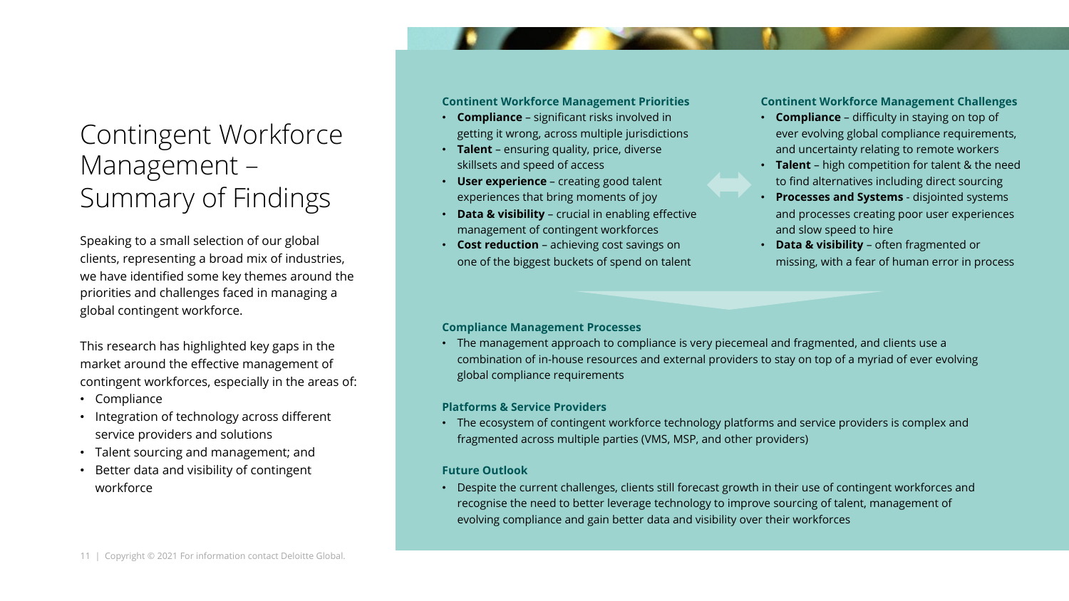# Contingent Workforce Management – Summary of Findings

Speaking to a small selection of our global clients, representing a broad mix of industries, we have identified some key themes around the priorities and challenges faced in managing a global contingent workforce.

This research has highlighted key gaps in the market around the effective management of contingent workforces, especially in the areas of:

- Compliance
- Integration of technology across different service providers and solutions
- Talent sourcing and management; and
- Better data and visibility of contingent workforce

### Continent Workforce Management Priorities

- **Compliance** – significant risks involved in getting it wrong, across multiple jurisdictions
- **Talent** – ensuring quality, price, diverse skillsets and speed of access
- **User experience** – creating good talent experiences that bring moments of joy
- **Data & visibility** – crucial in enabling effective management of contingent workforces
- **Cost reduction** – achieving cost savings on one of the biggest buckets of spend on talent

### Continent Workforce Management Challenges

- **Compliance** – difficulty in staying on top of ever evolving global compliance requirements, and uncertainty relating to remote workers
- **Talent** – high competition for talent & the need to find alternatives including direct sourcing
- **Processes and Systems** - disjointed systems and processes creating poor user experiences and slow speed to hire
- **Data & visibility** – often fragmented or missing, with a fear of human error in process

### Compliance Management Processes

- The management approach to compliance is very piecemeal and fragmented, and clients use a combination of in-house resources and external providers to stay on top of a myriad of ever evolving global compliance requirements

### Platforms & Service Providers

- The ecosystem of contingent workforce technology platforms and service providers is complex and fragmented across multiple parties (VMS, MSP, and other providers)

### Future Outlook

- Despite the current challenges, clients still forecast growth in their use of contingent workforces and recognise the need to better leverage technology to improve sourcing of talent, management of evolving compliance and gain better data and visibility over their workforces

Copyright © 2021 For information contact Deloitte Global.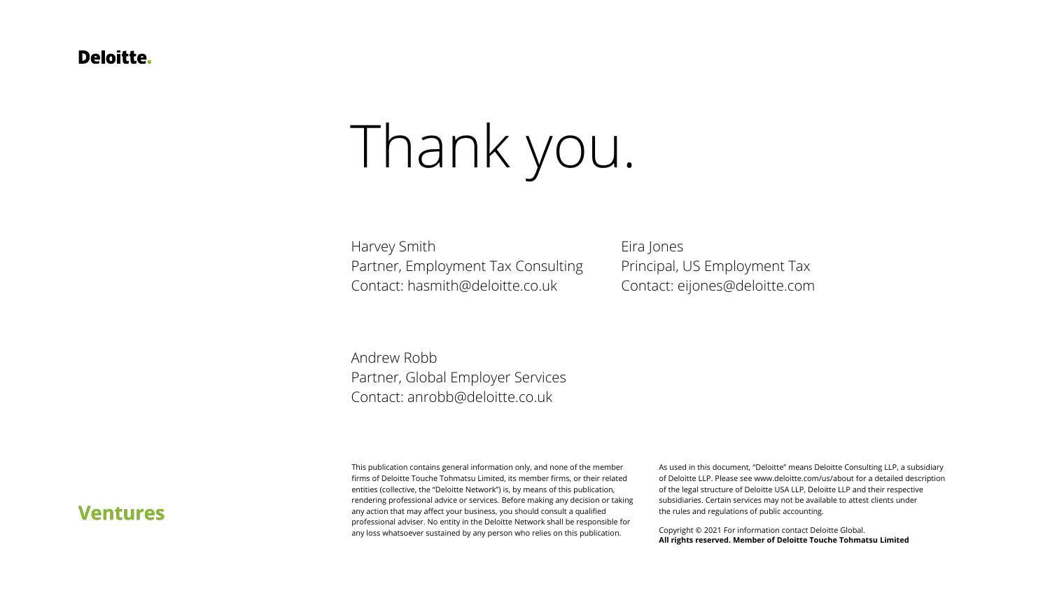Deloitte.

# Thank you.

Harvey Smith
Partner, Employment Tax Consulting
Contact: hasmith@deloitte.co.uk

Eira Jones
Principal, US Employment Tax
Contact: eijones@deloitte.com

Andrew Robb
Partner, Global Employer Services
Contact: anrobb@deloitte.co.uk

**Ventures**

This publication contains general information only, and none of the member firms of Deloitte Touche Tohmatsu Limited, its member firms, or their related entities (collective, the "Deloitte Network") is, by means of this publication, rendering professional advice or services. Before making any decision or taking any action that may affect your business, you should consult a qualified professional adviser. No entity in the Deloitte Network shall be responsible for any loss whatsoever sustained by any person who relies on this publication.

As used in this document, "Deloitte" means Deloitte Consulting LLP, a subsidiary of Deloitte LLP. Please see www.deloitte.com/us/about for a detailed description of the legal structure of Deloitte USA LLP, Deloitte LLP and their respective subsidiaries. Certain services may not be available to attest clients under the rules and regulations of public accounting.

Copyright © 2021 For information contact Deloitte Global.
**All rights reserved. Member of Deloitte Touche Tohmatsu Limited**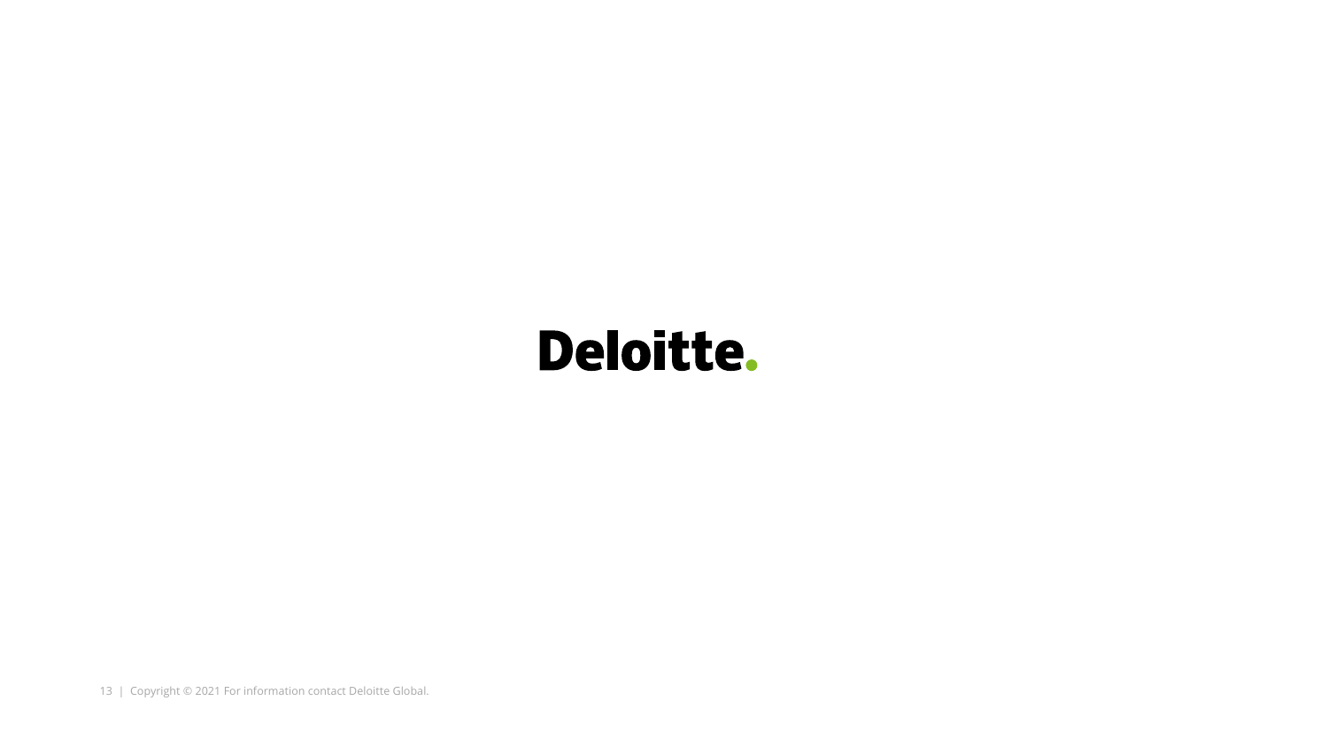Deloitte.